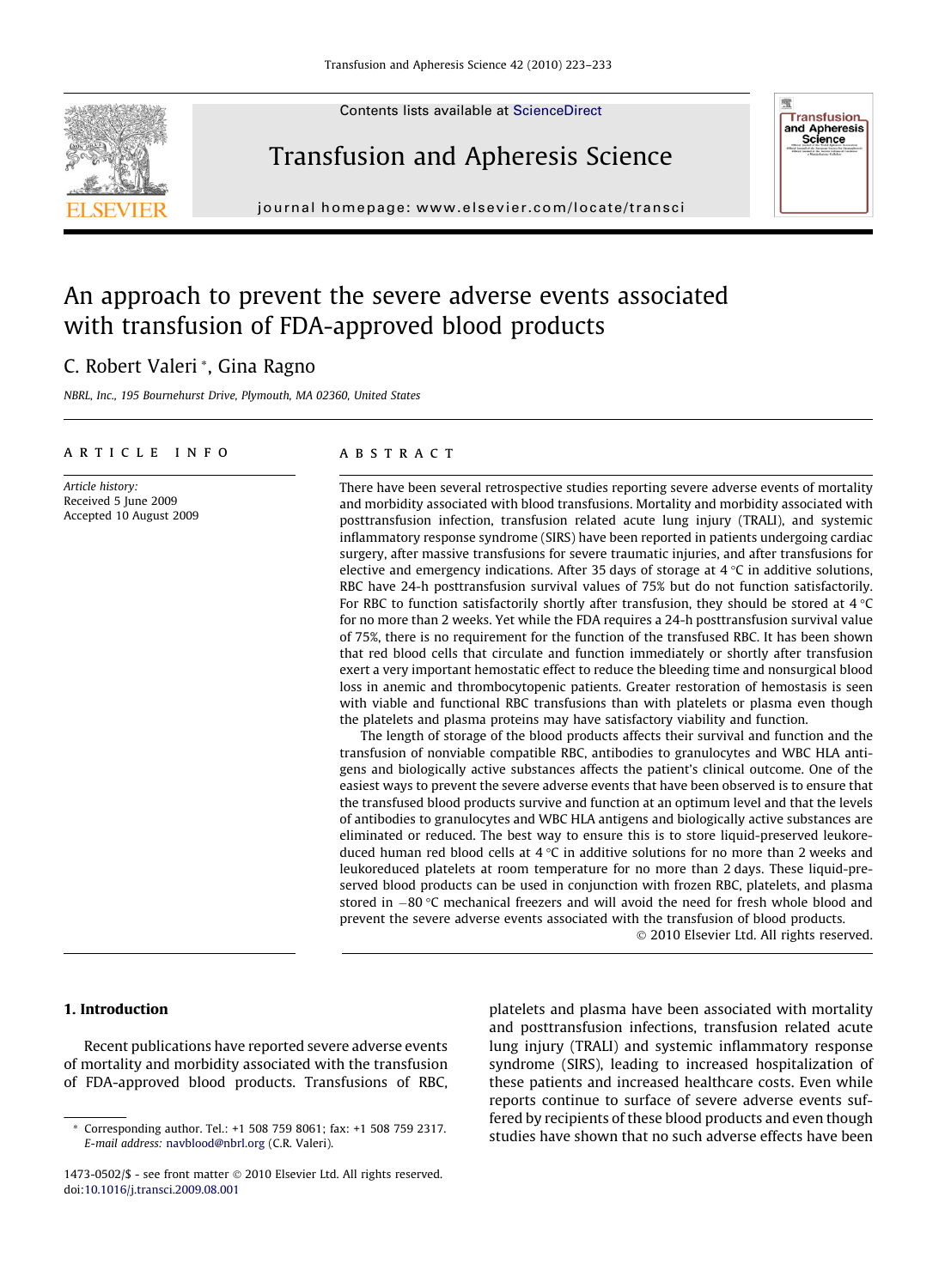# An approach to prevent the severe adverse events associated with transfusion of FDA-approved blood products

C. Robert Valeri *, Gina Ragno

NBRL, Inc., 195 Bournehurst Drive, Plymouth, MA 02360, United States

## ARTICLE INFO

*Article history:*
Received 5 June 2009
Accepted 10 August 2009

## ABSTRACT

There have been several retrospective studies reporting severe adverse events of mortality and morbidity associated with blood transfusions. Mortality and morbidity associated with posttransfusion infection, transfusion related acute lung injury (TRALI), and systemic inflammatory response syndrome (SIRS) have been reported in patients undergoing cardiac surgery, after massive transfusions for severe traumatic injuries, and after transfusions for elective and emergency indications. After 35 days of storage at 4 °C in additive solutions, RBC have 24-h posttransfusion survival values of 75% but do not function satisfactorily. For RBC to function satisfactorily shortly after transfusion, they should be stored at 4 °C for no more than 2 weeks. Yet while the FDA requires a 24-h posttransfusion survival value of 75%, there is no requirement for the function of the transfused RBC. It has been shown that red blood cells that circulate and function immediately or shortly after transfusion exert a very important hemostatic effect to reduce the bleeding time and nonsurgical blood loss in anemic and thrombocytopenic patients. Greater restoration of hemostasis is seen with viable and functional RBC transfusions than with platelets or plasma even though the platelets and plasma proteins may have satisfactory viability and function.

The length of storage of the blood products affects their survival and function and the transfusion of nonviable compatible RBC, antibodies to granulocytes and WBC HLA antigens and biologically active substances affects the patient's clinical outcome. One of the easiest ways to prevent the severe adverse events that have been observed is to ensure that the transfused blood products survive and function at an optimum level and that the levels of antibodies to granulocytes and WBC HLA antigens and biologically active substances are eliminated or reduced. The best way to ensure this is to store liquid-preserved leukoreduced human red blood cells at 4 °C in additive solutions for no more than 2 weeks and leukoreduced platelets at room temperature for no more than 2 days. These liquid-preserved blood products can be used in conjunction with frozen RBC, platelets, and plasma stored in −80 °C mechanical freezers and will avoid the need for fresh whole blood and prevent the severe adverse events associated with the transfusion of blood products.

© 2010 Elsevier Ltd. All rights reserved.

## 1. Introduction

Recent publications have reported severe adverse events of mortality and morbidity associated with the transfusion of FDA-approved blood products. Transfusions of RBC, platelets and plasma have been associated with mortality and posttransfusion infections, transfusion related acute lung injury (TRALI) and systemic inflammatory response syndrome (SIRS), leading to increased hospitalization of these patients and increased healthcare costs. Even while reports continue to surface of severe adverse events suffered by recipients of these blood products and even though studies have shown that no such adverse effects have been

* Corresponding author. Tel.: +1 508 759 8061; fax: +1 508 759 2317. E-mail address: navblood@nbrl.org (C.R. Valeri).

1473-0502/$ - see front matter © 2010 Elsevier Ltd. All rights reserved.
doi:10.1016/j.transci.2009.08.001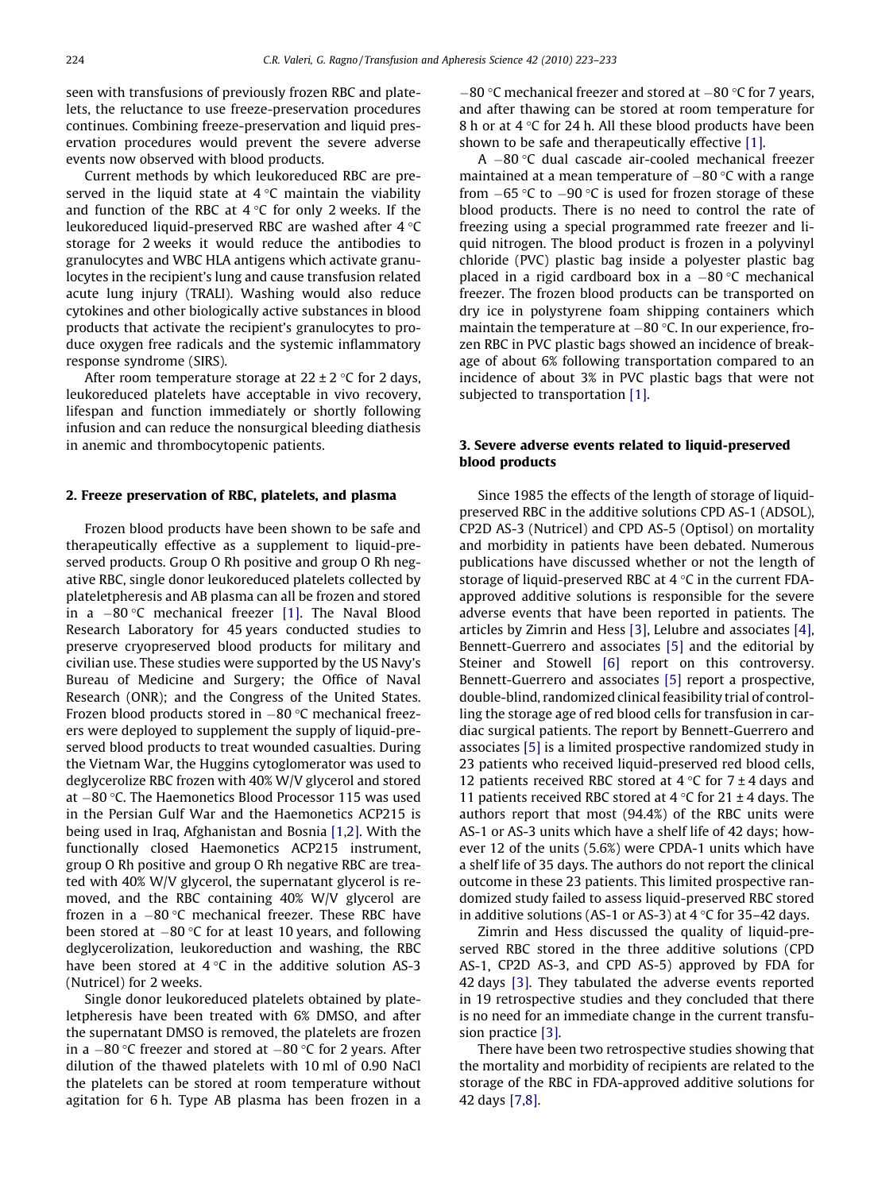seen with transfusions of previously frozen RBC and platelets, the reluctance to use freeze-preservation procedures continues. Combining freeze-preservation and liquid preservation procedures would prevent the severe adverse events now observed with blood products.

Current methods by which leukoreduced RBC are preserved in the liquid state at 4 °C maintain the viability and function of the RBC at 4 °C for only 2 weeks. If the leukoreduced liquid-preserved RBC are washed after 4 °C storage for 2 weeks it would reduce the antibodies to granulocytes and WBC HLA antigens which activate granulocytes in the recipient's lung and cause transfusion related acute lung injury (TRALI). Washing would also reduce cytokines and other biologically active substances in blood products that activate the recipient's granulocytes to produce oxygen free radicals and the systemic inflammatory response syndrome (SIRS).

After room temperature storage at 22 ± 2 °C for 2 days, leukoreduced platelets have acceptable in vivo recovery, lifespan and function immediately or shortly following infusion and can reduce the nonsurgical bleeding diathesis in anemic and thrombocytopenic patients.

## 2. Freeze preservation of RBC, platelets, and plasma

Frozen blood products have been shown to be safe and therapeutically effective as a supplement to liquid-preserved products. Group O Rh positive and group O Rh negative RBC, single donor leukoreduced platelets collected by plateletpheresis and AB plasma can all be frozen and stored in a −80 °C mechanical freezer [1]. The Naval Blood Research Laboratory for 45 years conducted studies to preserve cryopreserved blood products for military and civilian use. These studies were supported by the US Navy's Bureau of Medicine and Surgery; the Office of Naval Research (ONR); and the Congress of the United States. Frozen blood products stored in −80 °C mechanical freezers were deployed to supplement the supply of liquid-preserved blood products to treat wounded casualties. During the Vietnam War, the Huggins cytoglomerator was used to deglycerolize RBC frozen with 40% W/V glycerol and stored at −80 °C. The Haemonetics Blood Processor 115 was used in the Persian Gulf War and the Haemonetics ACP215 is being used in Iraq, Afghanistan and Bosnia [1,2]. With the functionally closed Haemonetics ACP215 instrument, group O Rh positive and group O Rh negative RBC are treated with 40% W/V glycerol, the supernatant glycerol is removed, and the RBC containing 40% W/V glycerol are frozen in a −80 °C mechanical freezer. These RBC have been stored at −80 °C for at least 10 years, and following deglycerolization, leukoreduction and washing, the RBC have been stored at 4 °C in the additive solution AS-3 (Nutricel) for 2 weeks.

Single donor leukoreduced platelets obtained by plateletpheresis have been treated with 6% DMSO, and after the supernatant DMSO is removed, the platelets are frozen in a −80 °C freezer and stored at −80 °C for 2 years. After dilution of the thawed platelets with 10 ml of 0.90 NaCl the platelets can be stored at room temperature without agitation for 6 h. Type AB plasma has been frozen in a −80 °C mechanical freezer and stored at −80 °C for 7 years, and after thawing can be stored at room temperature for 8 h or at 4 °C for 24 h. All these blood products have been shown to be safe and therapeutically effective [1].

A −80 °C dual cascade air-cooled mechanical freezer maintained at a mean temperature of −80 °C with a range from −65 °C to −90 °C is used for frozen storage of these blood products. There is no need to control the rate of freezing using a special programmed rate freezer and liquid nitrogen. The blood product is frozen in a polyvinyl chloride (PVC) plastic bag inside a polyester plastic bag placed in a rigid cardboard box in a −80 °C mechanical freezer. The frozen blood products can be transported on dry ice in polystyrene foam shipping containers which maintain the temperature at −80 °C. In our experience, frozen RBC in PVC plastic bags showed an incidence of breakage of about 6% following transportation compared to an incidence of about 3% in PVC plastic bags that were not subjected to transportation [1].

## 3. Severe adverse events related to liquid-preserved blood products

Since 1985 the effects of the length of storage of liquid-preserved RBC in the additive solutions CPD AS-1 (ADSOL), CP2D AS-3 (Nutricel) and CPD AS-5 (Optisol) on mortality and morbidity in patients have been debated. Numerous publications have discussed whether or not the length of storage of liquid-preserved RBC at 4 °C in the current FDA-approved additive solutions is responsible for the severe adverse events that have been reported in patients. The articles by Zimrin and Hess [3], Lelubre and associates [4], Bennett-Guerrero and associates [5] and the editorial by Steiner and Stowell [6] report on this controversy. Bennett-Guerrero and associates [5] report a prospective, double-blind, randomized clinical feasibility trial of controlling the storage age of red blood cells for transfusion in cardiac surgical patients. The report by Bennett-Guerrero and associates [5] is a limited prospective randomized study in 23 patients who received liquid-preserved red blood cells, 12 patients received RBC stored at 4 °C for 7 ± 4 days and 11 patients received RBC stored at 4 °C for 21 ± 4 days. The authors report that most (94.4%) of the RBC units were AS-1 or AS-3 units which have a shelf life of 42 days; however 12 of the units (5.6%) were CPDA-1 units which have a shelf life of 35 days. The authors do not report the clinical outcome in these 23 patients. This limited prospective randomized study failed to assess liquid-preserved RBC stored in additive solutions (AS-1 or AS-3) at 4 °C for 35–42 days.

Zimrin and Hess discussed the quality of liquid-preserved RBC stored in the three additive solutions (CPD AS-1, CP2D AS-3, and CPD AS-5) approved by FDA for 42 days [3]. They tabulated the adverse events reported in 19 retrospective studies and they concluded that there is no need for an immediate change in the current transfusion practice [3].

There have been two retrospective studies showing that the mortality and morbidity of recipients are related to the storage of the RBC in FDA-approved additive solutions for 42 days [7,8].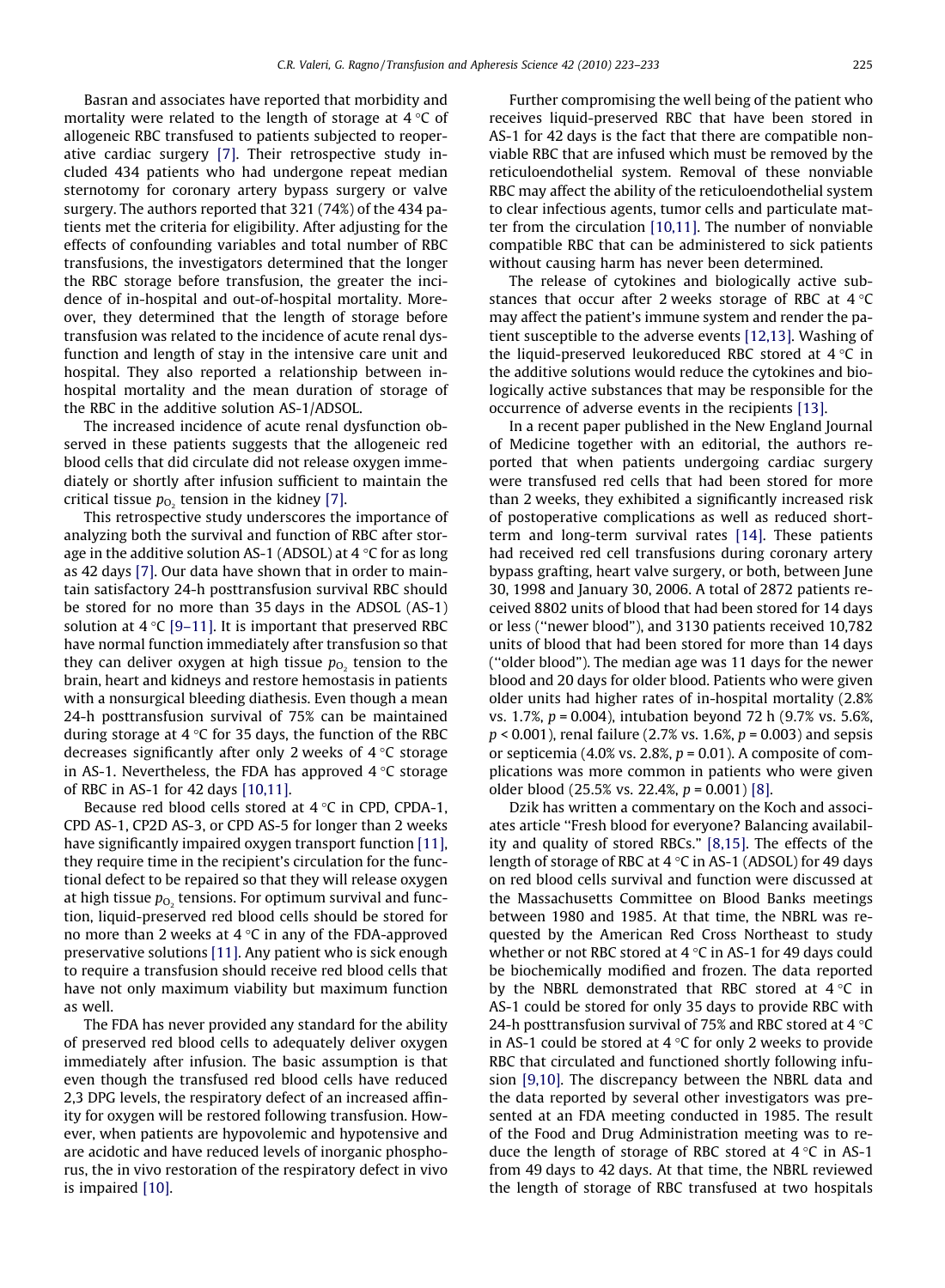Basran and associates have reported that morbidity and mortality were related to the length of storage at 4 °C of allogeneic RBC transfused to patients subjected to reoperative cardiac surgery [7]. Their retrospective study included 434 patients who had undergone repeat median sternotomy for coronary artery bypass surgery or valve surgery. The authors reported that 321 (74%) of the 434 patients met the criteria for eligibility. After adjusting for the effects of confounding variables and total number of RBC transfusions, the investigators determined that the longer the RBC storage before transfusion, the greater the incidence of in-hospital and out-of-hospital mortality. Moreover, they determined that the length of storage before transfusion was related to the incidence of acute renal dysfunction and length of stay in the intensive care unit and hospital. They also reported a relationship between in-hospital mortality and the mean duration of storage of the RBC in the additive solution AS-1/ADSOL.

The increased incidence of acute renal dysfunction observed in these patients suggests that the allogeneic red blood cells that did circulate did not release oxygen immediately or shortly after infusion sufficient to maintain the critical tissue $p_{O_2}$ tension in the kidney [7].

This retrospective study underscores the importance of analyzing both the survival and function of RBC after storage in the additive solution AS-1 (ADSOL) at 4 °C for as long as 42 days [7]. Our data have shown that in order to maintain satisfactory 24-h posttransfusion survival RBC should be stored for no more than 35 days in the ADSOL (AS-1) solution at 4 °C [9–11]. It is important that preserved RBC have normal function immediately after transfusion so that they can deliver oxygen at high tissue $p_{O_2}$ tension to the brain, heart and kidneys and restore hemostasis in patients with a nonsurgical bleeding diathesis. Even though a mean 24-h posttransfusion survival of 75% can be maintained during storage at 4 °C for 35 days, the function of the RBC decreases significantly after only 2 weeks of 4 °C storage in AS-1. Nevertheless, the FDA has approved 4 °C storage of RBC in AS-1 for 42 days [10,11].

Because red blood cells stored at 4 °C in CPD, CPDA-1, CPD AS-1, CP2D AS-3, or CPD AS-5 for longer than 2 weeks have significantly impaired oxygen transport function [11], they require time in the recipient's circulation for the functional defect to be repaired so that they will release oxygen at high tissue $p_{O_2}$ tensions. For optimum survival and function, liquid-preserved red blood cells should be stored for no more than 2 weeks at 4 °C in any of the FDA-approved preservative solutions [11]. Any patient who is sick enough to require a transfusion should receive red blood cells that have not only maximum viability but maximum function as well.

The FDA has never provided any standard for the ability of preserved red blood cells to adequately deliver oxygen immediately after infusion. The basic assumption is that even though the transfused red blood cells have reduced 2,3 DPG levels, the respiratory defect of an increased affinity for oxygen will be restored following transfusion. However, when patients are hypovolemic and hypotensive and are acidotic and have reduced levels of inorganic phosphorus, the in vivo restoration of the respiratory defect in vivo is impaired [10].

Further compromising the well being of the patient who receives liquid-preserved RBC that have been stored in AS-1 for 42 days is the fact that there are compatible nonviable RBC that are infused which must be removed by the reticuloendothelial system. Removal of these nonviable RBC may affect the ability of the reticuloendothelial system to clear infectious agents, tumor cells and particulate matter from the circulation [10,11]. The number of nonviable compatible RBC that can be administered to sick patients without causing harm has never been determined.

The release of cytokines and biologically active substances that occur after 2 weeks storage of RBC at 4 °C may affect the patient's immune system and render the patient susceptible to the adverse events [12,13]. Washing of the liquid-preserved leukoreduced RBC stored at 4 °C in the additive solutions would reduce the cytokines and biologically active substances that may be responsible for the occurrence of adverse events in the recipients [13].

In a recent paper published in the New England Journal of Medicine together with an editorial, the authors reported that when patients undergoing cardiac surgery were transfused red cells that had been stored for more than 2 weeks, they exhibited a significantly increased risk of postoperative complications as well as reduced short-term and long-term survival rates [14]. These patients had received red cell transfusions during coronary artery bypass grafting, heart valve surgery, or both, between June 30, 1998 and January 30, 2006. A total of 2872 patients received 8802 units of blood that had been stored for 14 days or less ("newer blood"), and 3130 patients received 10,782 units of blood that had been stored for more than 14 days ("older blood"). The median age was 11 days for the newer blood and 20 days for older blood. Patients who were given older units had higher rates of in-hospital mortality (2.8% vs. 1.7%, $p = 0.004$), intubation beyond 72 h (9.7% vs. 5.6%, $p < 0.001$), renal failure (2.7% vs. 1.6%, $p = 0.003$) and sepsis or septicemia (4.0% vs. 2.8%, $p = 0.01$). A composite of complications was more common in patients who were given older blood (25.5% vs. 22.4%, $p = 0.001$) [8].

Dzik has written a commentary on the Koch and associates article "Fresh blood for everyone? Balancing availability and quality of stored RBCs." [8,15]. The effects of the length of storage of RBC at 4 °C in AS-1 (ADSOL) for 49 days on red blood cells survival and function were discussed at the Massachusetts Committee on Blood Banks meetings between 1980 and 1985. At that time, the NBRL was requested by the American Red Cross Northeast to study whether or not RBC stored at 4 °C in AS-1 for 49 days could be biochemically modified and frozen. The data reported by the NBRL demonstrated that RBC stored at 4 °C in AS-1 could be stored for only 35 days to provide RBC with 24-h posttransfusion survival of 75% and RBC stored at 4 °C in AS-1 could be stored at 4 °C for only 2 weeks to provide RBC that circulated and functioned shortly following infusion [9,10]. The discrepancy between the NBRL data and the data reported by several other investigators was presented at an FDA meeting conducted in 1985. The result of the Food and Drug Administration meeting was to reduce the length of storage of RBC stored at 4 °C in AS-1 from 49 days to 42 days. At that time, the NBRL reviewed the length of storage of RBC transfused at two hospitals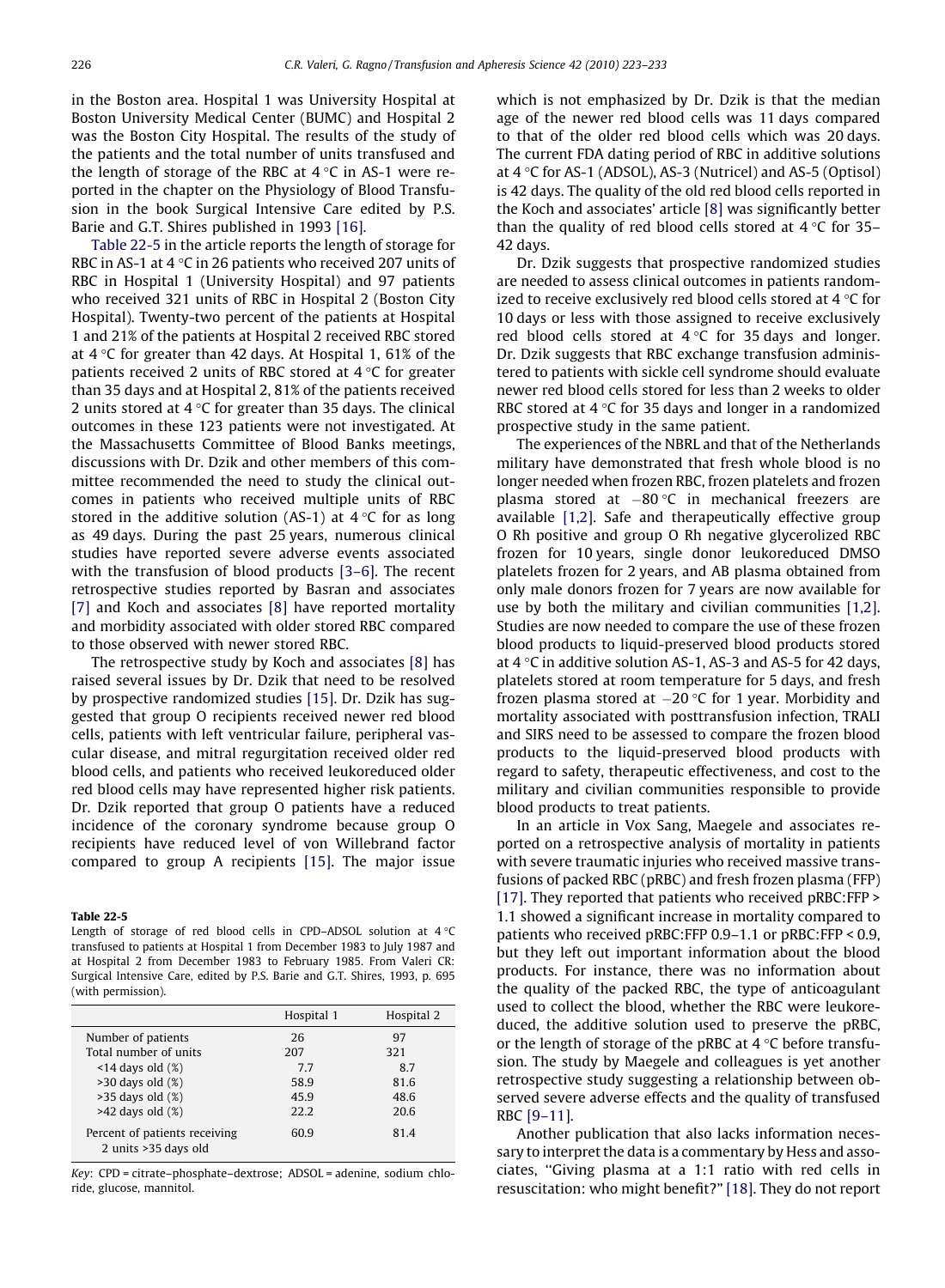in the Boston area. Hospital 1 was University Hospital at Boston University Medical Center (BUMC) and Hospital 2 was the Boston City Hospital. The results of the study of the patients and the total number of units transfused and the length of storage of the RBC at 4 °C in AS-1 were reported in the chapter on the Physiology of Blood Transfusion in the book Surgical Intensive Care edited by P.S. Barie and G.T. Shires published in 1993 [16].

Table 22-5 in the article reports the length of storage for RBC in AS-1 at 4 °C in 26 patients who received 207 units of RBC in Hospital 1 (University Hospital) and 97 patients who received 321 units of RBC in Hospital 2 (Boston City Hospital). Twenty-two percent of the patients at Hospital 1 and 21% of the patients at Hospital 2 received RBC stored at 4 °C for greater than 42 days. At Hospital 1, 61% of the patients received 2 units of RBC stored at 4 °C for greater than 35 days and at Hospital 2, 81% of the patients received 2 units stored at 4 °C for greater than 35 days. The clinical outcomes in these 123 patients were not investigated. At the Massachusetts Committee of Blood Banks meetings, discussions with Dr. Dzik and other members of this committee recommended the need to study the clinical outcomes in patients who received multiple units of RBC stored in the additive solution (AS-1) at 4 °C for as long as 49 days. During the past 25 years, numerous clinical studies have reported severe adverse events associated with the transfusion of blood products [3–6]. The recent retrospective studies reported by Basran and associates [7] and Koch and associates [8] have reported mortality and morbidity associated with older stored RBC compared to those observed with newer stored RBC.

The retrospective study by Koch and associates [8] has raised several issues by Dr. Dzik that need to be resolved by prospective randomized studies [15]. Dr. Dzik has suggested that group O recipients received newer red blood cells, patients with left ventricular failure, peripheral vascular disease, and mitral regurgitation received older red blood cells, and patients who received leukoreduced older red blood cells may have represented higher risk patients. Dr. Dzik reported that group O patients have a reduced incidence of the coronary syndrome because group O recipients have reduced level of von Willebrand factor compared to group A recipients [15]. The major issue which is not emphasized by Dr. Dzik is that the median age of the newer red blood cells was 11 days compared to that of the older red blood cells which was 20 days. The current FDA dating period of RBC in additive solutions at 4 °C for AS-1 (ADSOL), AS-3 (Nutricel) and AS-5 (Optisol) is 42 days. The quality of the old red blood cells reported in the Koch and associates' article [8] was significantly better than the quality of red blood cells stored at 4 °C for 35–42 days.

**Table 22-5**
Length of storage of red blood cells in CPD–ADSOL solution at 4 °C transfused to patients at Hospital 1 from December 1983 to July 1987 and at Hospital 2 from December 1983 to February 1985. From Valeri CR: Surgical Intensive Care, edited by P.S. Barie and G.T. Shires, 1993, p. 695 (with permission).

| | Hospital 1 | Hospital 2 |
|---|---|---|
| Number of patients | 26 | 97 |
| Total number of units | 207 | 321 |
| <14 days old (%) | 7.7 | 8.7 |
| >30 days old (%) | 58.9 | 81.6 |
| >35 days old (%) | 45.9 | 48.6 |
| >42 days old (%) | 22.2 | 20.6 |
| Percent of patients receiving 2 units >35 days old | 60.9 | 81.4 |

*Key*: CPD = citrate–phosphate–dextrose; ADSOL = adenine, sodium chloride, glucose, mannitol.

Dr. Dzik suggests that prospective randomized studies are needed to assess clinical outcomes in patients randomized to receive exclusively red blood cells stored at 4 °C for 10 days or less with those assigned to receive exclusively red blood cells stored at 4 °C for 35 days and longer. Dr. Dzik suggests that RBC exchange transfusion administered to patients with sickle cell syndrome should evaluate newer red blood cells stored for less than 2 weeks to older RBC stored at 4 °C for 35 days and longer in a randomized prospective study in the same patient.

The experiences of the NBRL and that of the Netherlands military have demonstrated that fresh whole blood is no longer needed when frozen RBC, frozen platelets and frozen plasma stored at −80 °C in mechanical freezers are available [1,2]. Safe and therapeutically effective group O Rh positive and group O Rh negative glycerolized RBC frozen for 10 years, single donor leukoreduced DMSO platelets frozen for 2 years, and AB plasma obtained from only male donors frozen for 7 years are now available for use by both the military and civilian communities [1,2]. Studies are now needed to compare the use of these frozen blood products to liquid-preserved blood products stored at 4 °C in additive solution AS-1, AS-3 and AS-5 for 42 days, platelets stored at room temperature for 5 days, and fresh frozen plasma stored at −20 °C for 1 year. Morbidity and mortality associated with posttransfusion infection, TRALI and SIRS need to be assessed to compare the frozen blood products to the liquid-preserved blood products with regard to safety, therapeutic effectiveness, and cost to the military and civilian communities responsible to provide blood products to treat patients.

In an article in Vox Sang, Maegele and associates reported on a retrospective analysis of mortality in patients with severe traumatic injuries who received massive transfusions of packed RBC (pRBC) and fresh frozen plasma (FFP) [17]. They reported that patients who received pRBC:FFP > 1.1 showed a significant increase in mortality compared to patients who received pRBC:FFP 0.9–1.1 or pRBC:FFP < 0.9, but they left out important information about the blood products. For instance, there was no information about the quality of the packed RBC, the type of anticoagulant used to collect the blood, whether the RBC were leukoreduced, the additive solution used to preserve the pRBC, or the length of storage of the pRBC at 4 °C before transfusion. The study by Maegele and colleagues is yet another retrospective study suggesting a relationship between observed severe adverse effects and the quality of transfused RBC [9–11].

Another publication that also lacks information necessary to interpret the data is a commentary by Hess and associates, "Giving plasma at a 1:1 ratio with red cells in resuscitation: who might benefit?" [18]. They do not report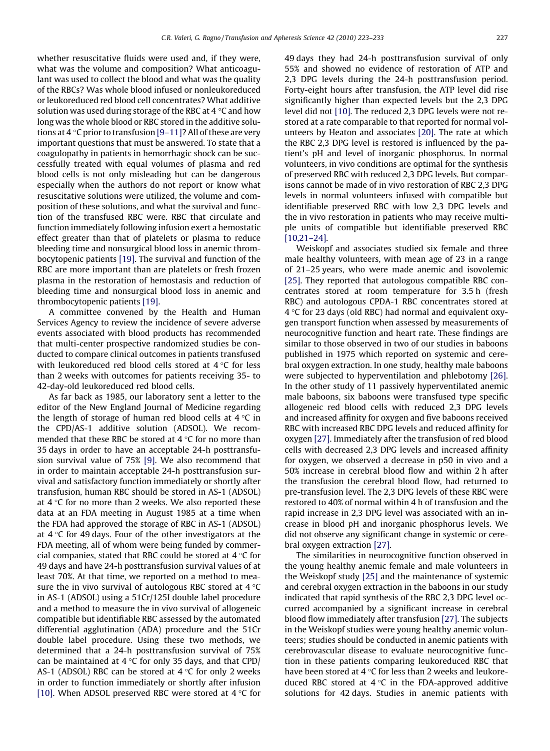whether resuscitative fluids were used and, if they were, what was the volume and composition? What anticoagulant was used to collect the blood and what was the quality of the RBCs? Was whole blood infused or nonleukoreduced or leukoreduced red blood cell concentrates? What additive solution was used during storage of the RBC at 4 °C and how long was the whole blood or RBC stored in the additive solutions at 4 °C prior to transfusion [9–11]? All of these are very important questions that must be answered. To state that a coagulopathy in patients in hemorrhagic shock can be successfully treated with equal volumes of plasma and red blood cells is not only misleading but can be dangerous especially when the authors do not report or know what resuscitative solutions were utilized, the volume and composition of these solutions, and what the survival and function of the transfused RBC were. RBC that circulate and function immediately following infusion exert a hemostatic effect greater than that of platelets or plasma to reduce bleeding time and nonsurgical blood loss in anemic thrombocytopenic patients [19]. The survival and function of the RBC are more important than are platelets or fresh frozen plasma in the restoration of hemostasis and reduction of bleeding time and nonsurgical blood loss in anemic and thrombocytopenic patients [19].

A committee convened by the Health and Human Services Agency to review the incidence of severe adverse events associated with blood products has recommended that multi-center prospective randomized studies be conducted to compare clinical outcomes in patients transfused with leukoreduced red blood cells stored at 4 °C for less than 2 weeks with outcomes for patients receiving 35- to 42-day-old leukoreduced red blood cells.

As far back as 1985, our laboratory sent a letter to the editor of the New England Journal of Medicine regarding the length of storage of human red blood cells at 4 °C in the CPD/AS-1 additive solution (ADSOL). We recommended that these RBC be stored at 4 °C for no more than 35 days in order to have an acceptable 24-h posttransfusion survival value of 75% [9]. We also recommend that in order to maintain acceptable 24-h posttransfusion survival and satisfactory function immediately or shortly after transfusion, human RBC should be stored in AS-1 (ADSOL) at 4 °C for no more than 2 weeks. We also reported these data at an FDA meeting in August 1985 at a time when the FDA had approved the storage of RBC in AS-1 (ADSOL) at 4 °C for 49 days. Four of the other investigators at the FDA meeting, all of whom were being funded by commercial companies, stated that RBC could be stored at 4 °C for 49 days and have 24-h posttransfusion survival values of at least 70%. At that time, we reported on a method to measure the in vivo survival of autologous RBC stored at 4 °C in AS-1 (ADSOL) using a 51Cr/125I double label procedure and a method to measure the in vivo survival of allogeneic compatible but identifiable RBC assessed by the automated differential agglutination (ADA) procedure and the 51Cr double label procedure. Using these two methods, we determined that a 24-h posttransfusion survival of 75% can be maintained at 4 °C for only 35 days, and that CPD/AS-1 (ADSOL) RBC can be stored at 4 °C for only 2 weeks in order to function immediately or shortly after infusion [10]. When ADSOL preserved RBC were stored at 4 °C for 49 days they had 24-h posttransfusion survival of only 55% and showed no evidence of restoration of ATP and 2,3 DPG levels during the 24-h posttransfusion period. Forty-eight hours after transfusion, the ATP level did rise significantly higher than expected levels but the 2,3 DPG level did not [10]. The reduced 2,3 DPG levels were not restored at a rate comparable to that reported for normal volunteers by Heaton and associates [20]. The rate at which the RBC 2,3 DPG level is restored is influenced by the patient's pH and level of inorganic phosphorus. In normal volunteers, in vivo conditions are optimal for the synthesis of preserved RBC with reduced 2,3 DPG levels. But comparisons cannot be made of in vivo restoration of RBC 2,3 DPG levels in normal volunteers infused with compatible but identifiable preserved RBC with low 2,3 DPG levels and the in vivo restoration in patients who may receive multiple units of compatible but identifiable preserved RBC [10,21–24].

Weiskopf and associates studied six female and three male healthy volunteers, with mean age of 23 in a range of 21–25 years, who were made anemic and isovolemic [25]. They reported that autologous compatible RBC concentrates stored at room temperature for 3.5 h (fresh RBC) and autologous CPDA-1 RBC concentrates stored at 4 °C for 23 days (old RBC) had normal and equivalent oxygen transport function when assessed by measurements of neurocognitive function and heart rate. These findings are similar to those observed in two of our studies in baboons published in 1975 which reported on systemic and cerebral oxygen extraction. In one study, healthy male baboons were subjected to hyperventilation and phlebotomy [26]. In the other study of 11 passively hyperventilated anemic male baboons, six baboons were transfused type specific allogeneic red blood cells with reduced 2,3 DPG levels and increased affinity for oxygen and five baboons received RBC with increased RBC DPG levels and reduced affinity for oxygen [27]. Immediately after the transfusion of red blood cells with decreased 2,3 DPG levels and increased affinity for oxygen, we observed a decrease in p50 in vivo and a 50% increase in cerebral blood flow and within 2 h after the transfusion the cerebral blood flow, had returned to pre-transfusion level. The 2,3 DPG levels of these RBC were restored to 40% of normal within 4 h of transfusion and the rapid increase in 2,3 DPG level was associated with an increase in blood pH and inorganic phosphorus levels. We did not observe any significant change in systemic or cerebral oxygen extraction [27].

The similarities in neurocognitive function observed in the young healthy anemic female and male volunteers in the Weiskopf study [25] and the maintenance of systemic and cerebral oxygen extraction in the baboons in our study indicated that rapid synthesis of the RBC 2,3 DPG level occurred accompanied by a significant increase in cerebral blood flow immediately after transfusion [27]. The subjects in the Weiskopf studies were young healthy anemic volunteers; studies should be conducted in anemic patients with cerebrovascular disease to evaluate neurocognitive function in these patients comparing leukoreduced RBC that have been stored at 4 °C for less than 2 weeks and leukoreduced RBC stored at 4 °C in the FDA-approved additive solutions for 42 days. Studies in anemic patients with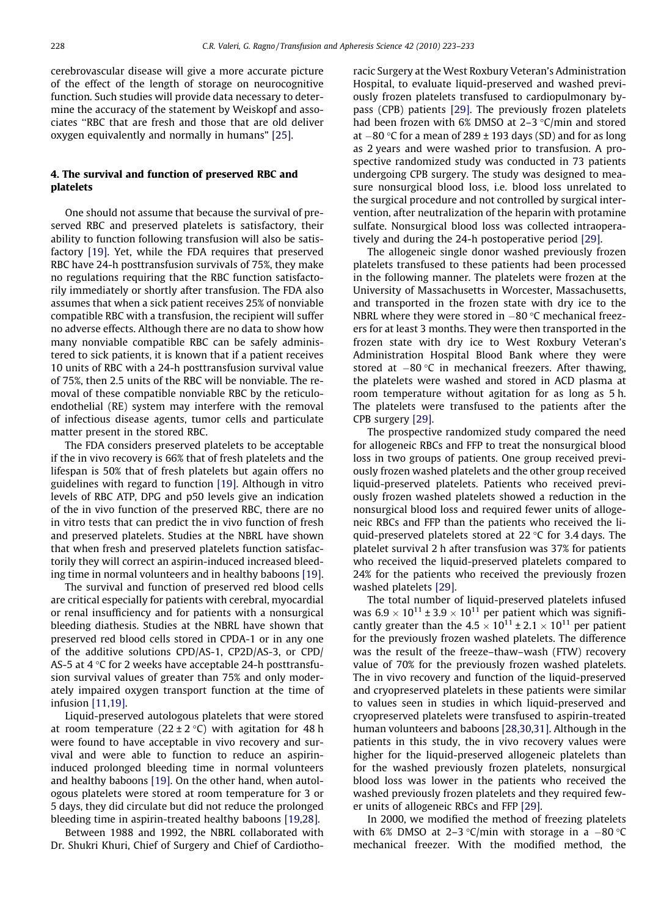cerebrovascular disease will give a more accurate picture of the effect of the length of storage on neurocognitive function. Such studies will provide data necessary to determine the accuracy of the statement by Weiskopf and associates "RBC that are fresh and those that are old deliver oxygen equivalently and normally in humans" [25].

## 4. The survival and function of preserved RBC and platelets

One should not assume that because the survival of preserved RBC and preserved platelets is satisfactory, their ability to function following transfusion will also be satisfactory [19]. Yet, while the FDA requires that preserved RBC have 24-h posttransfusion survivals of 75%, they make no regulations requiring that the RBC function satisfactorily immediately or shortly after transfusion. The FDA also assumes that when a sick patient receives 25% of nonviable compatible RBC with a transfusion, the recipient will suffer no adverse effects. Although there are no data to show how many nonviable compatible RBC can be safely administered to sick patients, it is known that if a patient receives 10 units of RBC with a 24-h posttransfusion survival value of 75%, then 2.5 units of the RBC will be nonviable. The removal of these compatible nonviable RBC by the reticuloendothelial (RE) system may interfere with the removal of infectious disease agents, tumor cells and particulate matter present in the stored RBC.

The FDA considers preserved platelets to be acceptable if the in vivo recovery is 66% that of fresh platelets and the lifespan is 50% that of fresh platelets but again offers no guidelines with regard to function [19]. Although in vitro levels of RBC ATP, DPG and p50 levels give an indication of the in vivo function of the preserved RBC, there are no in vitro tests that can predict the in vivo function of fresh and preserved platelets. Studies at the NBRL have shown that when fresh and preserved platelets function satisfactorily they will correct an aspirin-induced increased bleeding time in normal volunteers and in healthy baboons [19].

The survival and function of preserved red blood cells are critical especially for patients with cerebral, myocardial or renal insufficiency and for patients with a nonsurgical bleeding diathesis. Studies at the NBRL have shown that preserved red blood cells stored in CPDA-1 or in any one of the additive solutions CPD/AS-1, CP2D/AS-3, or CPD/AS-5 at 4 °C for 2 weeks have acceptable 24-h posttransfusion survival values of greater than 75% and only moderately impaired oxygen transport function at the time of infusion [11,19].

Liquid-preserved autologous platelets that were stored at room temperature (22 ± 2 °C) with agitation for 48 h were found to have acceptable in vivo recovery and survival and were able to function to reduce an aspirin-induced prolonged bleeding time in normal volunteers and healthy baboons [19]. On the other hand, when autologous platelets were stored at room temperature for 3 or 5 days, they did circulate but did not reduce the prolonged bleeding time in aspirin-treated healthy baboons [19,28].

Between 1988 and 1992, the NBRL collaborated with Dr. Shukri Khuri, Chief of Surgery and Chief of Cardiothoracic Surgery at the West Roxbury Veteran's Administration Hospital, to evaluate liquid-preserved and washed previously frozen platelets transfused to cardiopulmonary bypass (CPB) patients [29]. The previously frozen platelets had been frozen with 6% DMSO at 2–3 °C/min and stored at −80 °C for a mean of 289 ± 193 days (SD) and for as long as 2 years and were washed prior to transfusion. A prospective randomized study was conducted in 73 patients undergoing CPB surgery. The study was designed to measure nonsurgical blood loss, i.e. blood loss unrelated to the surgical procedure and not controlled by surgical intervention, after neutralization of the heparin with protamine sulfate. Nonsurgical blood loss was collected intraoperatively and during the 24-h postoperative period [29].

The allogeneic single donor washed previously frozen platelets transfused to these patients had been processed in the following manner. The platelets were frozen at the University of Massachusetts in Worcester, Massachusetts, and transported in the frozen state with dry ice to the NBRL where they were stored in −80 °C mechanical freezers for at least 3 months. They were then transported in the frozen state with dry ice to West Roxbury Veteran's Administration Hospital Blood Bank where they were stored at −80 °C in mechanical freezers. After thawing, the platelets were washed and stored in ACD plasma at room temperature without agitation for as long as 5 h. The platelets were transfused to the patients after the CPB surgery [29].

The prospective randomized study compared the need for allogeneic RBCs and FFP to treat the nonsurgical blood loss in two groups of patients. One group received previously frozen washed platelets and the other group received liquid-preserved platelets. Patients who received previously frozen washed platelets showed a reduction in the nonsurgical blood loss and required fewer units of allogeneic RBCs and FFP than the patients who received the liquid-preserved platelets stored at 22 °C for 3.4 days. The platelet survival 2 h after transfusion was 37% for patients who received the liquid-preserved platelets compared to 24% for the patients who received the previously frozen washed platelets [29].

The total number of liquid-preserved platelets infused was $6.9 \times 10^{11} \pm 3.9 \times 10^{11}$ per patient which was significantly greater than the $4.5 \times 10^{11} \pm 2.1 \times 10^{11}$ per patient for the previously frozen washed platelets. The difference was the result of the freeze–thaw–wash (FTW) recovery value of 70% for the previously frozen washed platelets. The in vivo recovery and function of the liquid-preserved and cryopreserved platelets in these patients were similar to values seen in studies in which liquid-preserved and cryopreserved platelets were transfused to aspirin-treated human volunteers and baboons [28,30,31]. Although in the patients in this study, the in vivo recovery values were higher for the liquid-preserved allogeneic platelets than for the washed previously frozen platelets, nonsurgical blood loss was lower in the patients who received the washed previously frozen platelets and they required fewer units of allogeneic RBCs and FFP [29].

In 2000, we modified the method of freezing platelets with 6% DMSO at 2–3 °C/min with storage in a −80 °C mechanical freezer. With the modified method, the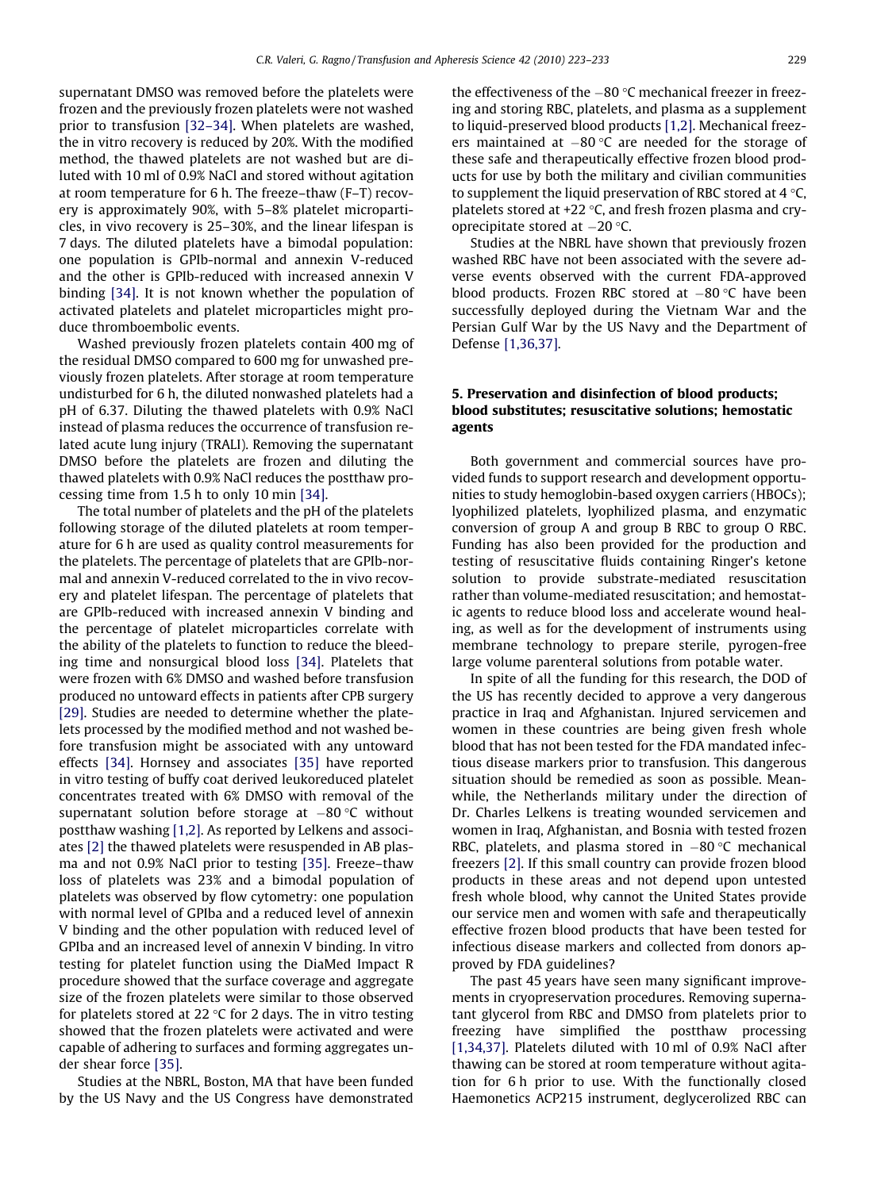supernatant DMSO was removed before the platelets were frozen and the previously frozen platelets were not washed prior to transfusion [32–34]. When platelets are washed, the in vitro recovery is reduced by 20%. With the modified method, the thawed platelets are not washed but are diluted with 10 ml of 0.9% NaCl and stored without agitation at room temperature for 6 h. The freeze–thaw (F–T) recovery is approximately 90%, with 5–8% platelet microparticles, in vivo recovery is 25–30%, and the linear lifespan is 7 days. The diluted platelets have a bimodal population: one population is GPIb-normal and annexin V-reduced and the other is GPIb-reduced with increased annexin V binding [34]. It is not known whether the population of activated platelets and platelet microparticles might produce thromboembolic events.

Washed previously frozen platelets contain 400 mg of the residual DMSO compared to 600 mg for unwashed previously frozen platelets. After storage at room temperature undisturbed for 6 h, the diluted nonwashed platelets had a pH of 6.37. Diluting the thawed platelets with 0.9% NaCl instead of plasma reduces the occurrence of transfusion related acute lung injury (TRALI). Removing the supernatant DMSO before the platelets are frozen and diluting the thawed platelets with 0.9% NaCl reduces the postthaw processing time from 1.5 h to only 10 min [34].

The total number of platelets and the pH of the platelets following storage of the diluted platelets at room temperature for 6 h are used as quality control measurements for the platelets. The percentage of platelets that are GPIb-normal and annexin V-reduced correlated to the in vivo recovery and platelet lifespan. The percentage of platelets that are GPIb-reduced with increased annexin V binding and the percentage of platelet microparticles correlate with the ability of the platelets to function to reduce the bleeding time and nonsurgical blood loss [34]. Platelets that were frozen with 6% DMSO and washed before transfusion produced no untoward effects in patients after CPB surgery [29]. Studies are needed to determine whether the platelets processed by the modified method and not washed before transfusion might be associated with any untoward effects [34]. Hornsey and associates [35] have reported in vitro testing of buffy coat derived leukoreduced platelet concentrates treated with 6% DMSO with removal of the supernatant solution before storage at −80 °C without postthaw washing [1,2]. As reported by Lelkens and associates [2] the thawed platelets were resuspended in AB plasma and not 0.9% NaCl prior to testing [35]. Freeze–thaw loss of platelets was 23% and a bimodal population of platelets was observed by flow cytometry: one population with normal level of GPIba and a reduced level of annexin V binding and the other population with reduced level of GPIba and an increased level of annexin V binding. In vitro testing for platelet function using the DiaMed Impact R procedure showed that the surface coverage and aggregate size of the frozen platelets were similar to those observed for platelets stored at 22 °C for 2 days. The in vitro testing showed that the frozen platelets were activated and were capable of adhering to surfaces and forming aggregates under shear force [35].

Studies at the NBRL, Boston, MA that have been funded by the US Navy and the US Congress have demonstrated the effectiveness of the −80 °C mechanical freezer in freezing and storing RBC, platelets, and plasma as a supplement to liquid-preserved blood products [1,2]. Mechanical freezers maintained at −80 °C are needed for the storage of these safe and therapeutically effective frozen blood products for use by both the military and civilian communities to supplement the liquid preservation of RBC stored at 4 °C, platelets stored at +22 °C, and fresh frozen plasma and cryoprecipitate stored at −20 °C.

Studies at the NBRL have shown that previously frozen washed RBC have not been associated with the severe adverse events observed with the current FDA-approved blood products. Frozen RBC stored at −80 °C have been successfully deployed during the Vietnam War and the Persian Gulf War by the US Navy and the Department of Defense [1,36,37].

## 5. Preservation and disinfection of blood products; blood substitutes; resuscitative solutions; hemostatic agents

Both government and commercial sources have provided funds to support research and development opportunities to study hemoglobin-based oxygen carriers (HBOCs); lyophilized platelets, lyophilized plasma, and enzymatic conversion of group A and group B RBC to group O RBC. Funding has also been provided for the production and testing of resuscitative fluids containing Ringer's ketone solution to provide substrate-mediated resuscitation rather than volume-mediated resuscitation; and hemostatic agents to reduce blood loss and accelerate wound healing, as well as for the development of instruments using membrane technology to prepare sterile, pyrogen-free large volume parenteral solutions from potable water.

In spite of all the funding for this research, the DOD of the US has recently decided to approve a very dangerous practice in Iraq and Afghanistan. Injured servicemen and women in these countries are being given fresh whole blood that has not been tested for the FDA mandated infectious disease markers prior to transfusion. This dangerous situation should be remedied as soon as possible. Meanwhile, the Netherlands military under the direction of Dr. Charles Lelkens is treating wounded servicemen and women in Iraq, Afghanistan, and Bosnia with tested frozen RBC, platelets, and plasma stored in −80 °C mechanical freezers [2]. If this small country can provide frozen blood products in these areas and not depend upon untested fresh whole blood, why cannot the United States provide our service men and women with safe and therapeutically effective frozen blood products that have been tested for infectious disease markers and collected from donors approved by FDA guidelines?

The past 45 years have seen many significant improvements in cryopreservation procedures. Removing supernatant glycerol from RBC and DMSO from platelets prior to freezing have simplified the postthaw processing [1,34,37]. Platelets diluted with 10 ml of 0.9% NaCl after thawing can be stored at room temperature without agitation for 6 h prior to use. With the functionally closed Haemonetics ACP215 instrument, deglycerolized RBC can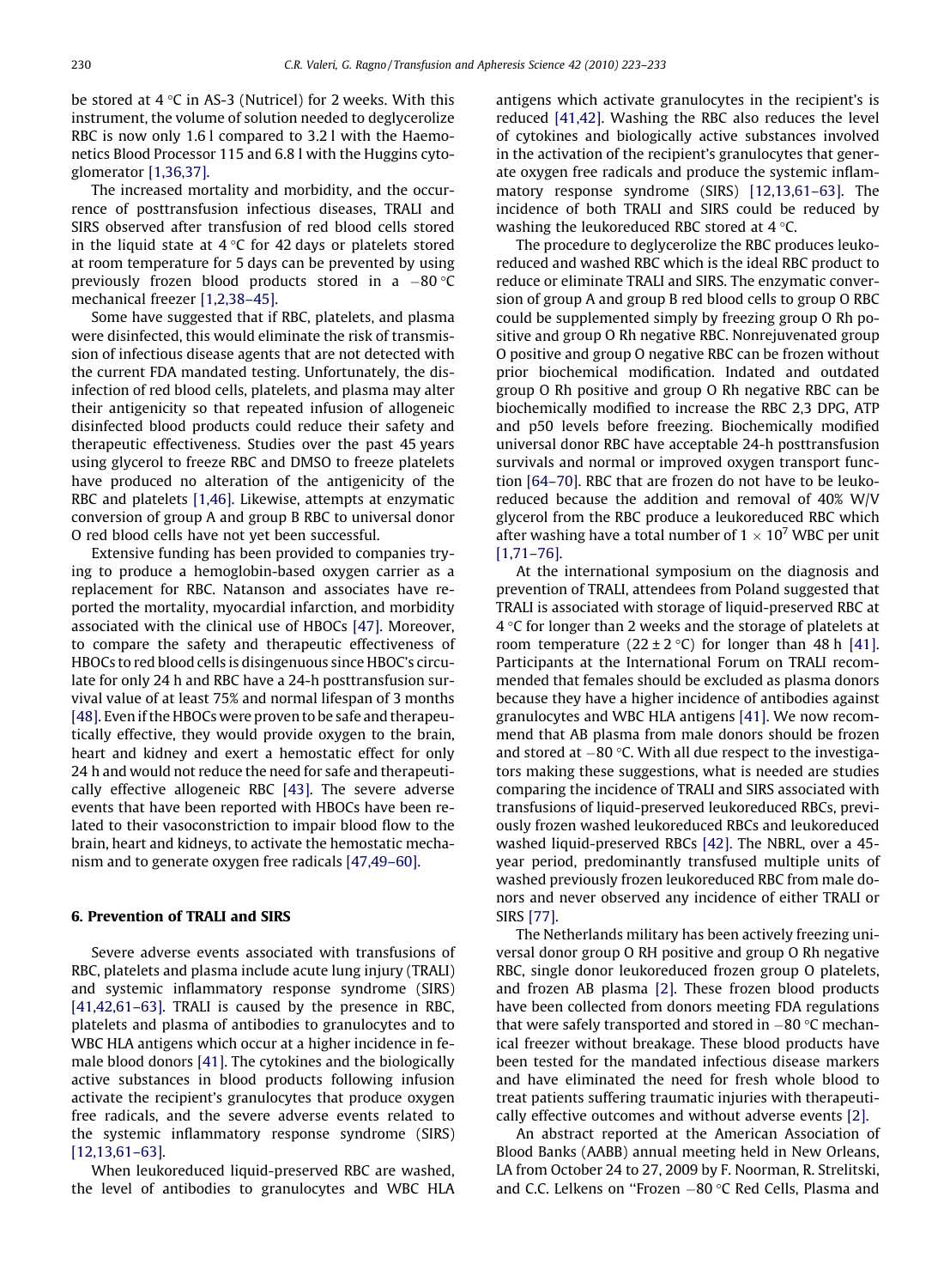be stored at 4 °C in AS-3 (Nutricel) for 2 weeks. With this instrument, the volume of solution needed to deglycerolize RBC is now only 1.6 l compared to 3.2 l with the Haemonetics Blood Processor 115 and 6.8 l with the Huggins cytoglomerator [1,36,37].

The increased mortality and morbidity, and the occurrence of posttransfusion infectious diseases, TRALI and SIRS observed after transfusion of red blood cells stored in the liquid state at 4 °C for 42 days or platelets stored at room temperature for 5 days can be prevented by using previously frozen blood products stored in a −80 °C mechanical freezer [1,2,38–45].

Some have suggested that if RBC, platelets, and plasma were disinfected, this would eliminate the risk of transmission of infectious disease agents that are not detected with the current FDA mandated testing. Unfortunately, the disinfection of red blood cells, platelets, and plasma may alter their antigenicity so that repeated infusion of allogeneic disinfected blood products could reduce their safety and therapeutic effectiveness. Studies over the past 45 years using glycerol to freeze RBC and DMSO to freeze platelets have produced no alteration of the antigenicity of the RBC and platelets [1,46]. Likewise, attempts at enzymatic conversion of group A and group B RBC to universal donor O red blood cells have not yet been successful.

Extensive funding has been provided to companies trying to produce a hemoglobin-based oxygen carrier as a replacement for RBC. Natanson and associates have reported the mortality, myocardial infarction, and morbidity associated with the clinical use of HBOCs [47]. Moreover, to compare the safety and therapeutic effectiveness of HBOCs to red blood cells is disingenuous since HBOC's circulate for only 24 h and RBC have a 24-h posttransfusion survival value of at least 75% and normal lifespan of 3 months [48]. Even if the HBOCs were proven to be safe and therapeutically effective, they would provide oxygen to the brain, heart and kidney and exert a hemostatic effect for only 24 h and would not reduce the need for safe and therapeutically effective allogeneic RBC [43]. The severe adverse events that have been reported with HBOCs have been related to their vasoconstriction to impair blood flow to the brain, heart and kidneys, to activate the hemostatic mechanism and to generate oxygen free radicals [47,49–60].

## 6. Prevention of TRALI and SIRS

Severe adverse events associated with transfusions of RBC, platelets and plasma include acute lung injury (TRALI) and systemic inflammatory response syndrome (SIRS) [41,42,61–63]. TRALI is caused by the presence in RBC, platelets and plasma of antibodies to granulocytes and to WBC HLA antigens which occur at a higher incidence in female blood donors [41]. The cytokines and the biologically active substances in blood products following infusion activate the recipient's granulocytes that produce oxygen free radicals, and the severe adverse events related to the systemic inflammatory response syndrome (SIRS) [12,13,61–63].

When leukoreduced liquid-preserved RBC are washed, the level of antibodies to granulocytes and WBC HLA antigens which activate granulocytes in the recipient's is reduced [41,42]. Washing the RBC also reduces the level of cytokines and biologically active substances involved in the activation of the recipient's granulocytes that generate oxygen free radicals and produce the systemic inflammatory response syndrome (SIRS) [12,13,61–63]. The incidence of both TRALI and SIRS could be reduced by washing the leukoreduced RBC stored at 4 °C.

The procedure to deglycerolize the RBC produces leukoreduced and washed RBC which is the ideal RBC product to reduce or eliminate TRALI and SIRS. The enzymatic conversion of group A and group B red blood cells to group O RBC could be supplemented simply by freezing group O Rh positive and group O Rh negative RBC. Nonrejuvenated group O positive and group O negative RBC can be frozen without prior biochemical modification. Indated and outdated group O Rh positive and group O Rh negative RBC can be biochemically modified to increase the RBC 2,3 DPG, ATP and p50 levels before freezing. Biochemically modified universal donor RBC have acceptable 24-h posttransfusion survivals and normal or improved oxygen transport function [64–70]. RBC that are frozen do not have to be leukoreduced because the addition and removal of 40% W/V glycerol from the RBC produce a leukoreduced RBC which after washing have a total number of $1 \times 10^7$ WBC per unit [1,71–76].

At the international symposium on the diagnosis and prevention of TRALI, attendees from Poland suggested that TRALI is associated with storage of liquid-preserved RBC at 4 °C for longer than 2 weeks and the storage of platelets at room temperature (22 ± 2 °C) for longer than 48 h [41]. Participants at the International Forum on TRALI recommended that females should be excluded as plasma donors because they have a higher incidence of antibodies against granulocytes and WBC HLA antigens [41]. We now recommend that AB plasma from male donors should be frozen and stored at −80 °C. With all due respect to the investigators making these suggestions, what is needed are studies comparing the incidence of TRALI and SIRS associated with transfusions of liquid-preserved leukoreduced RBCs, previously frozen washed leukoreduced RBCs and leukoreduced washed liquid-preserved RBCs [42]. The NBRL, over a 45-year period, predominantly transfused multiple units of washed previously frozen leukoreduced RBC from male donors and never observed any incidence of either TRALI or SIRS [77].

The Netherlands military has been actively freezing universal donor group O RH positive and group O Rh negative RBC, single donor leukoreduced frozen group O platelets, and frozen AB plasma [2]. These frozen blood products have been collected from donors meeting FDA regulations that were safely transported and stored in −80 °C mechanical freezer without breakage. These blood products have been tested for the mandated infectious disease markers and have eliminated the need for fresh whole blood to treat patients suffering traumatic injuries with therapeutically effective outcomes and without adverse events [2].

An abstract reported at the American Association of Blood Banks (AABB) annual meeting held in New Orleans, LA from October 24 to 27, 2009 by F. Noorman, R. Strelitski, and C.C. Lelkens on "Frozen −80 °C Red Cells, Plasma and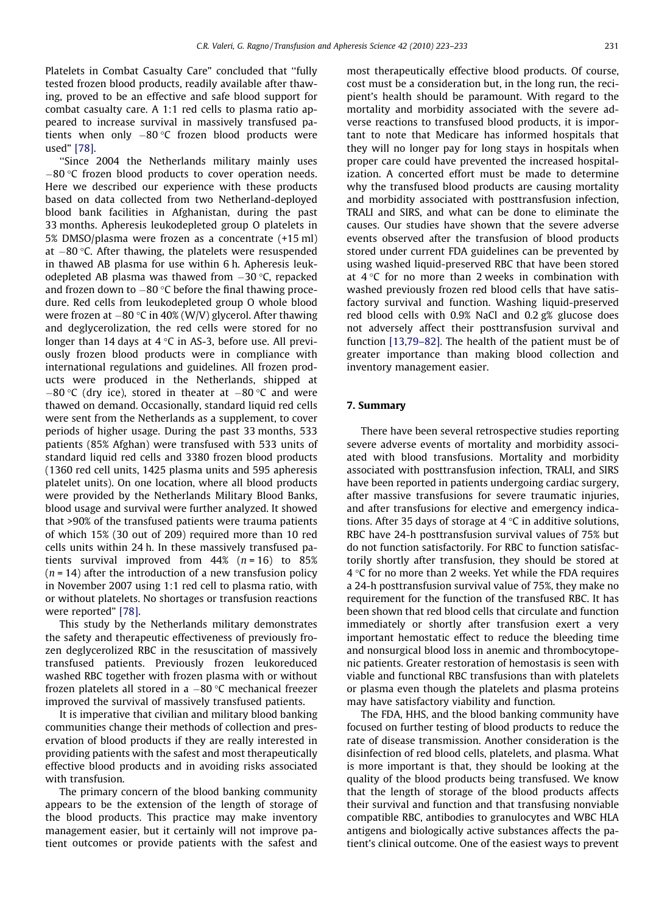Platelets in Combat Casualty Care" concluded that "fully tested frozen blood products, readily available after thawing, proved to be an effective and safe blood support for combat casualty care. A 1:1 red cells to plasma ratio appeared to increase survival in massively transfused patients when only −80 °C frozen blood products were used" [78].

"Since 2004 the Netherlands military mainly uses −80 °C frozen blood products to cover operation needs. Here we described our experience with these products based on data collected from two Netherland-deployed blood bank facilities in Afghanistan, during the past 33 months. Apheresis leukodepleted group O platelets in 5% DMSO/plasma were frozen as a concentrate (+15 ml) at −80 °C. After thawing, the platelets were resuspended in thawed AB plasma for use within 6 h. Apheresis leukodepleted AB plasma was thawed from −30 °C, repacked and frozen down to −80 °C before the final thawing procedure. Red cells from leukodepleted group O whole blood were frozen at −80 °C in 40% (W/V) glycerol. After thawing and deglycerolization, the red cells were stored for no longer than 14 days at 4 °C in AS-3, before use. All previously frozen blood products were in compliance with international regulations and guidelines. All frozen products were produced in the Netherlands, shipped at −80 °C (dry ice), stored in theater at −80 °C and were thawed on demand. Occasionally, standard liquid red cells were sent from the Netherlands as a supplement, to cover periods of higher usage. During the past 33 months, 533 patients (85% Afghan) were transfused with 533 units of standard liquid red cells and 3380 frozen blood products (1360 red cell units, 1425 plasma units and 595 apheresis platelet units). On one location, where all blood products were provided by the Netherlands Military Blood Banks, blood usage and survival were further analyzed. It showed that >90% of the transfused patients were trauma patients of which 15% (30 out of 209) required more than 10 red cells units within 24 h. In these massively transfused patients survival improved from 44% ($n = 16$) to 85% ($n = 14$) after the introduction of a new transfusion policy in November 2007 using 1:1 red cell to plasma ratio, with or without platelets. No shortages or transfusion reactions were reported" [78].

This study by the Netherlands military demonstrates the safety and therapeutic effectiveness of previously frozen deglycerolized RBC in the resuscitation of massively transfused patients. Previously frozen leukoreduced washed RBC together with frozen plasma with or without frozen platelets all stored in a −80 °C mechanical freezer improved the survival of massively transfused patients.

It is imperative that civilian and military blood banking communities change their methods of collection and preservation of blood products if they are really interested in providing patients with the safest and most therapeutically effective blood products and in avoiding risks associated with transfusion.

The primary concern of the blood banking community appears to be the extension of the length of storage of the blood products. This practice may make inventory management easier, but it certainly will not improve patient outcomes or provide patients with the safest and most therapeutically effective blood products. Of course, cost must be a consideration but, in the long run, the recipient's health should be paramount. With regard to the mortality and morbidity associated with the severe adverse reactions to transfused blood products, it is important to note that Medicare has informed hospitals that they will no longer pay for long stays in hospitals when proper care could have prevented the increased hospitalization. A concerted effort must be made to determine why the transfused blood products are causing mortality and morbidity associated with posttransfusion infection, TRALI and SIRS, and what can be done to eliminate the causes. Our studies have shown that the severe adverse events observed after the transfusion of blood products stored under current FDA guidelines can be prevented by using washed liquid-preserved RBC that have been stored at 4 °C for no more than 2 weeks in combination with washed previously frozen red blood cells that have satisfactory survival and function. Washing liquid-preserved red blood cells with 0.9% NaCl and 0.2 g% glucose does not adversely affect their posttransfusion survival and function [13,79–82]. The health of the patient must be of greater importance than making blood collection and inventory management easier.

## 7. Summary

There have been several retrospective studies reporting severe adverse events of mortality and morbidity associated with blood transfusions. Mortality and morbidity associated with posttransfusion infection, TRALI, and SIRS have been reported in patients undergoing cardiac surgery, after massive transfusions for severe traumatic injuries, and after transfusions for elective and emergency indications. After 35 days of storage at 4 °C in additive solutions, RBC have 24-h posttransfusion survival values of 75% but do not function satisfactorily. For RBC to function satisfactorily shortly after transfusion, they should be stored at 4 °C for no more than 2 weeks. Yet while the FDA requires a 24-h posttransfusion survival value of 75%, they make no requirement for the function of the transfused RBC. It has been shown that red blood cells that circulate and function immediately or shortly after transfusion exert a very important hemostatic effect to reduce the bleeding time and nonsurgical blood loss in anemic and thrombocytopenic patients. Greater restoration of hemostasis is seen with viable and functional RBC transfusions than with platelets or plasma even though the platelets and plasma proteins may have satisfactory viability and function.

The FDA, HHS, and the blood banking community have focused on further testing of blood products to reduce the rate of disease transmission. Another consideration is the disinfection of red blood cells, platelets, and plasma. What is more important is that, they should be looking at the quality of the blood products being transfused. We know that the length of storage of the blood products affects their survival and function and that transfusing nonviable compatible RBC, antibodies to granulocytes and WBC HLA antigens and biologically active substances affects the patient's clinical outcome. One of the easiest ways to prevent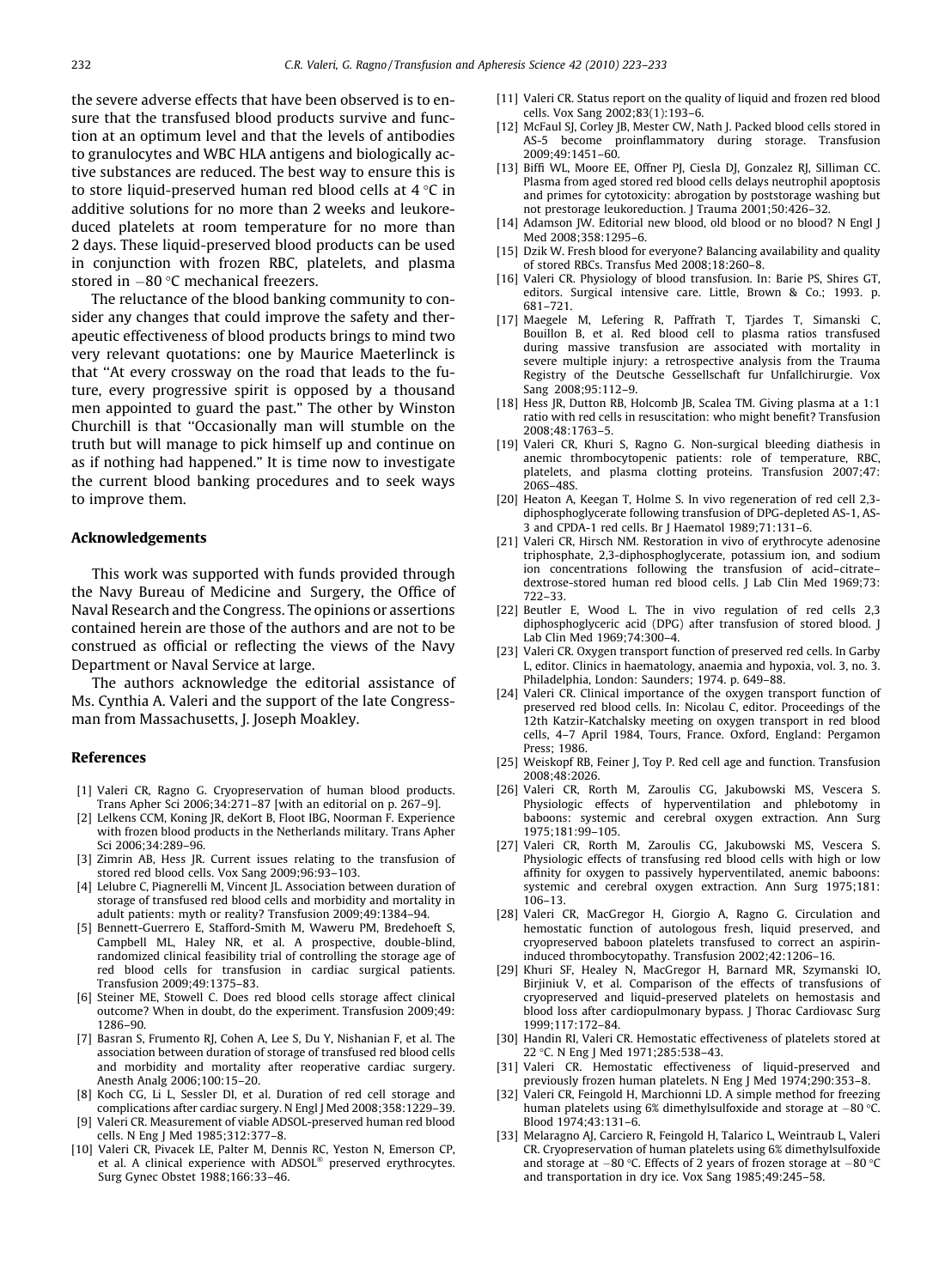the severe adverse effects that have been observed is to ensure that the transfused blood products survive and function at an optimum level and that the levels of antibodies to granulocytes and WBC HLA antigens and biologically active substances are reduced. The best way to ensure this is to store liquid-preserved human red blood cells at 4 °C in additive solutions for no more than 2 weeks and leukoreduced platelets at room temperature for no more than 2 days. These liquid-preserved blood products can be used in conjunction with frozen RBC, platelets, and plasma stored in −80 °C mechanical freezers.

The reluctance of the blood banking community to consider any changes that could improve the safety and therapeutic effectiveness of blood products brings to mind two very relevant quotations: one by Maurice Maeterlinck is that "At every crossway on the road that leads to the future, every progressive spirit is opposed by a thousand men appointed to guard the past." The other by Winston Churchill is that "Occasionally man will stumble on the truth but will manage to pick himself up and continue on as if nothing had happened." It is time now to investigate the current blood banking procedures and to seek ways to improve them.

## Acknowledgements

This work was supported with funds provided through the Navy Bureau of Medicine and Surgery, the Office of Naval Research and the Congress. The opinions or assertions contained herein are those of the authors and are not to be construed as official or reflecting the views of the Navy Department or Naval Service at large.

The authors acknowledge the editorial assistance of Ms. Cynthia A. Valeri and the support of the late Congressman from Massachusetts, J. Joseph Moakley.

## References

[1] Valeri CR, Ragno G. Cryopreservation of human blood products. Trans Apher Sci 2006;34:271–87 [with an editorial on p. 267–9].

[2] Lelkens CCM, Koning JR, deKort B, Floot IBG, Noorman F. Experience with frozen blood products in the Netherlands military. Trans Apher Sci 2006;34:289–96.

[3] Zimrin AB, Hess JR. Current issues relating to the transfusion of stored red blood cells. Vox Sang 2009;96:93–103.

[4] Lelubre C, Piagnerelli M, Vincent JL. Association between duration of storage of transfused red blood cells and morbidity and mortality in adult patients: myth or reality? Transfusion 2009;49:1384–94.

[5] Bennett-Guerrero E, Stafford-Smith M, Waweru PM, Bredehoeft S, Campbell ML, Haley NR, et al. A prospective, double-blind, randomized clinical feasibility trial of controlling the storage age of red blood cells for transfusion in cardiac surgical patients. Transfusion 2009;49:1375–83.

[6] Steiner ME, Stowell C. Does red blood cells storage affect clinical outcome? When in doubt, do the experiment. Transfusion 2009;49:1286–90.

[7] Basran S, Frumento RJ, Cohen A, Lee S, Du Y, Nishanian F, et al. The association between duration of storage of transfused red blood cells and morbidity and mortality after reoperative cardiac surgery. Anesth Analg 2006;100:15–20.

[8] Koch CG, Li L, Sessler DI, et al. Duration of red cell storage and complications after cardiac surgery. N Engl J Med 2008;358:1229–39.

[9] Valeri CR. Measurement of viable ADSOL-preserved human red blood cells. N Eng J Med 1985;312:377–8.

[10] Valeri CR, Pivacek LE, Palter M, Dennis RC, Yeston N, Emerson CP, et al. A clinical experience with ADSOL® preserved erythrocytes. Surg Gynec Obstet 1988;166:33–46.

[11] Valeri CR. Status report on the quality of liquid and frozen red blood cells. Vox Sang 2002;83(1):193–6.

[12] McFaul SJ, Corley JB, Mester CW, Nath J. Packed blood cells stored in AS-5 become proinflammatory during storage. Transfusion 2009;49:1451–60.

[13] Biffi WL, Moore EE, Offner PJ, Ciesla DJ, Gonzalez RJ, Silliman CC. Plasma from aged stored red blood cells delays neutrophil apoptosis and primes for cytotoxicity: abrogation by poststorage washing but not prestorage leukoreduction. J Trauma 2001;50:426–32.

[14] Adamson JW. Editorial new blood, old blood or no blood? N Engl J Med 2008;358:1295–6.

[15] Dzik W. Fresh blood for everyone? Balancing availability and quality of stored RBCs. Transfus Med 2008;18:260–8.

[16] Valeri CR. Physiology of blood transfusion. In: Barie PS, Shires GT, editors. Surgical intensive care. Little, Brown & Co.; 1993. p. 681–721.

[17] Maegele M, Lefering R, Paffrath T, Tjardes T, Simanski C, Bouillon B, et al. Red blood cell to plasma ratios transfused during massive transfusion are associated with mortality in severe multiple injury: a retrospective analysis from the Trauma Registry of the Deutsche Gessellschaft fur Unfallchirurgie. Vox Sang 2008;95:112–9.

[18] Hess JR, Dutton RB, Holcomb JB, Scalea TM. Giving plasma at a 1:1 ratio with red cells in resuscitation: who might benefit? Transfusion 2008;48:1763–5.

[19] Valeri CR, Khuri S, Ragno G. Non-surgical bleeding diathesis in anemic thrombocytopenic patients: role of temperature, RBC, platelets, and plasma clotting proteins. Transfusion 2007;47: 206S–48S.

[20] Heaton A, Keegan T, Holme S. In vivo regeneration of red cell 2,3-diphosphoglycerate following transfusion of DPG-depleted AS-1, AS-3 and CPDA-1 red cells. Br J Haematol 1989;71:131–6.

[21] Valeri CR, Hirsch NM. Restoration in vivo of erythrocyte adenosine triphosphate, 2,3-diphosphoglycerate, potassium ion, and sodium ion concentrations following the transfusion of acid–citrate–dextrose-stored human red blood cells. J Lab Clin Med 1969;73: 722–33.

[22] Beutler E, Wood L. The in vivo regulation of red cells 2,3 diphosphoglyceric acid (DPG) after transfusion of stored blood. J Lab Clin Med 1969;74:300–4.

[23] Valeri CR. Oxygen transport function of preserved red cells. In Garby L, editor. Clinics in haematology, anaemia and hypoxia, vol. 3, no. 3. Philadelphia, London: Saunders; 1974. p. 649–88.

[24] Valeri CR. Clinical importance of the oxygen transport function of preserved red blood cells. In: Nicolau C, editor. Proceedings of the 12th Katzir-Katchalsky meeting on oxygen transport in red blood cells, 4–7 April 1984, Tours, France. Oxford, England: Pergamon Press; 1986.

[25] Weiskopf RB, Feiner J, Toy P. Red cell age and function. Transfusion 2008;48:2026.

[26] Valeri CR, Rorth M, Zaroulis CG, Jakubowski MS, Vescera S. Physiologic effects of hyperventilation and phlebotomy in baboons: systemic and cerebral oxygen extraction. Ann Surg 1975;181:99–105.

[27] Valeri CR, Rorth M, Zaroulis CG, Jakubowski MS, Vescera S. Physiologic effects of transfusing red blood cells with high or low affinity for oxygen to passively hyperventilated, anemic baboons: systemic and cerebral oxygen extraction. Ann Surg 1975;181: 106–13.

[28] Valeri CR, MacGregor H, Giorgio A, Ragno G. Circulation and hemostatic function of autologous fresh, liquid preserved, and cryopreserved baboon platelets transfused to correct an aspirin-induced thrombocytopathy. Transfusion 2002;42:1206–16.

[29] Khuri SF, Healey N, MacGregor H, Barnard MR, Szymanski IO, Birjiniuk V, et al. Comparison of the effects of transfusions of cryopreserved and liquid-preserved platelets on hemostasis and blood loss after cardiopulmonary bypass. J Thorac Cardiovasc Surg 1999;117:172–84.

[30] Handin RI, Valeri CR. Hemostatic effectiveness of platelets stored at 22 °C. N Eng J Med 1971;285:538–43.

[31] Valeri CR. Hemostatic effectiveness of liquid-preserved and previously frozen human platelets. N Eng J Med 1974;290:353–8.

[32] Valeri CR, Feingold H, Marchionni LD. A simple method for freezing human platelets using 6% dimethylsulfoxide and storage at −80 °C. Blood 1974;43:131–6.

[33] Melaragno AJ, Carciero R, Feingold H, Talarico L, Weintraub L, Valeri CR. Cryopreservation of human platelets using 6% dimethylsulfoxide and storage at −80 °C. Effects of 2 years of frozen storage at −80 °C and transportation in dry ice. Vox Sang 1985;49:245–58.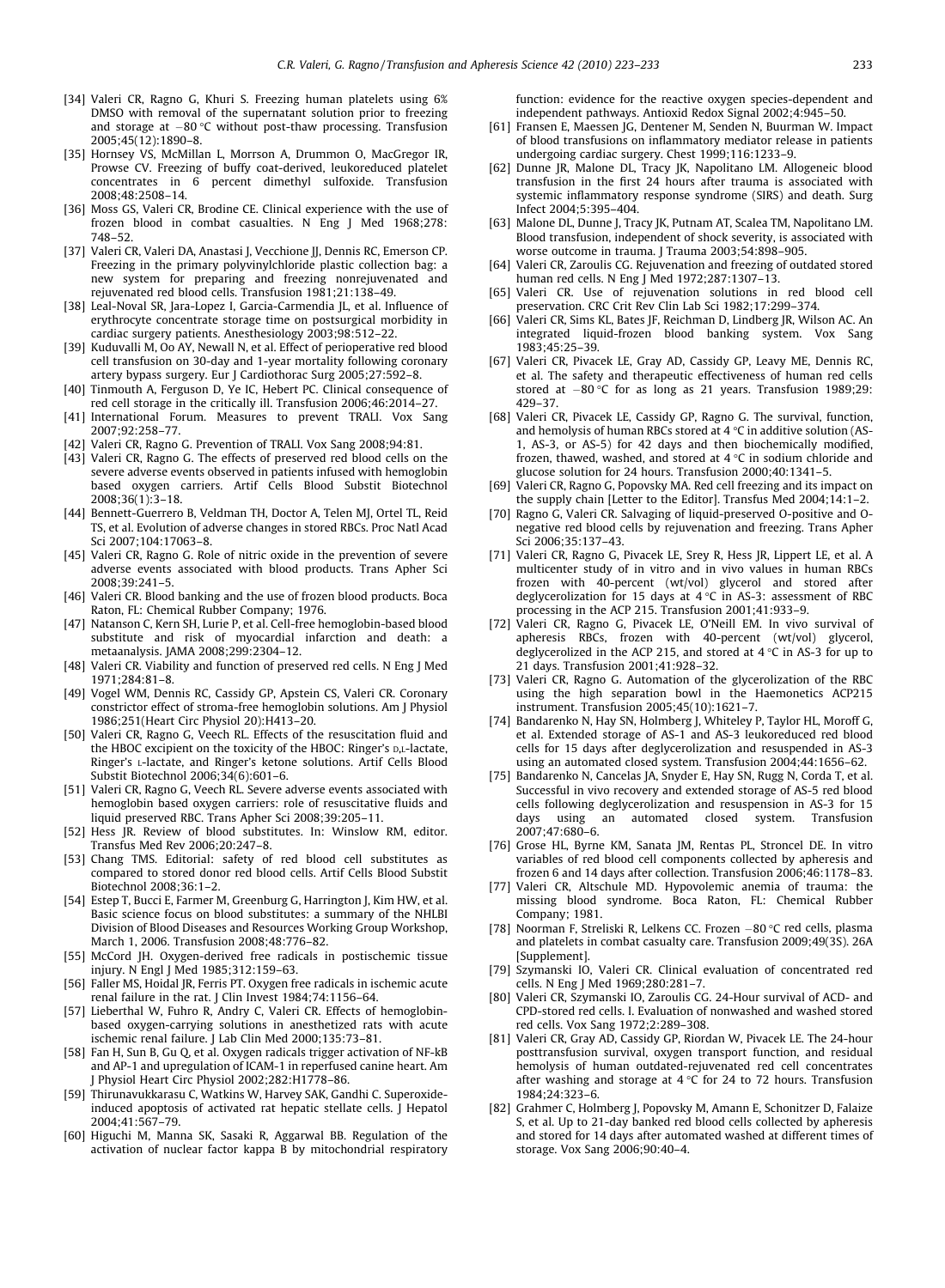[34] Valeri CR, Ragno G, Khuri S. Freezing human platelets using 6% DMSO with removal of the supernatant solution prior to freezing and storage at −80 °C without post-thaw processing. Transfusion 2005;45(12):1890–8.

[35] Hornsey VS, McMillan L, Morrson A, Drummon O, MacGregor IR, Prowse CV. Freezing of buffy coat-derived, leukoreduced platelet concentrates in 6 percent dimethyl sulfoxide. Transfusion 2008;48:2508–14.

[36] Moss GS, Valeri CR, Brodine CE. Clinical experience with the use of frozen blood in combat casualties. N Eng J Med 1968;278: 748–52.

[37] Valeri CR, Valeri DA, Anastasi J, Vecchione JJ, Dennis RC, Emerson CP. Freezing in the primary polyvinylchloride plastic collection bag: a new system for preparing and freezing nonrejuvenated and rejuvenated red blood cells. Transfusion 1981;21:138–49.

[38] Leal-Noval SR, Jara-Lopez I, Garcia-Carmendia JL, et al. Influence of erythrocyte concentrate storage time on postsurgical morbidity in cardiac surgery patients. Anesthesiology 2003;98:512–22.

[39] Kuduvalli M, Oo AY, Newall N, et al. Effect of perioperative red blood cell transfusion on 30-day and 1-year mortality following coronary artery bypass surgery. Eur J Cardiothorac Surg 2005;27:592–8.

[40] Tinmouth A, Ferguson D, Ye IC, Hebert PC. Clinical consequence of red cell storage in the critically ill. Transfusion 2006;46:2014–27.

[41] International Forum. Measures to prevent TRALI. Vox Sang 2007;92:258–77.

[42] Valeri CR, Ragno G. Prevention of TRALI. Vox Sang 2008;94:81.

[43] Valeri CR, Ragno G. The effects of preserved red blood cells on the severe adverse events observed in patients infused with hemoglobin based oxygen carriers. Artif Cells Blood Substit Biotechnol 2008;36(1):3–18.

[44] Bennett-Guerrero B, Veldman TH, Doctor A, Telen MJ, Ortel TL, Reid TS, et al. Evolution of adverse changes in stored RBCs. Proc Natl Acad Sci 2007;104:17063–8.

[45] Valeri CR, Ragno G. Role of nitric oxide in the prevention of severe adverse events associated with blood products. Trans Apher Sci 2008;39:241–5.

[46] Valeri CR. Blood banking and the use of frozen blood products. Boca Raton, FL: Chemical Rubber Company; 1976.

[47] Natanson C, Kern SH, Lurie P, et al. Cell-free hemoglobin-based blood substitute and risk of myocardial infarction and death: a metaanalysis. JAMA 2008;299:2304–12.

[48] Valeri CR. Viability and function of preserved red cells. N Eng J Med 1971;284:81–8.

[49] Vogel WM, Dennis RC, Cassidy GP, Apstein CS, Valeri CR. Coronary constrictor effect of stroma-free hemoglobin solutions. Am J Physiol 1986;251(Heart Circ Physiol 20):H413–20.

[50] Valeri CR, Ragno G, Veech RL. Effects of the resuscitation fluid and the HBOC excipient on the toxicity of the HBOC: Ringer's D,L-lactate, Ringer's L-lactate, and Ringer's ketone solutions. Artif Cells Blood Substit Biotechnol 2006;34(6):601–6.

[51] Valeri CR, Ragno G, Veech RL. Severe adverse events associated with hemoglobin based oxygen carriers: role of resuscitative fluids and liquid preserved RBC. Trans Apher Sci 2008;39:205–11.

[52] Hess JR. Review of blood substitutes. In: Winslow RM, editor. Transfus Med Rev 2006;20:247–8.

[53] Chang TMS. Editorial: safety of red blood cell substitutes as compared to stored donor red blood cells. Artif Cells Blood Substit Biotechnol 2008;36:1–2.

[54] Estep T, Bucci E, Farmer M, Greenburg G, Harrington J, Kim HW, et al. Basic science focus on blood substitutes: a summary of the NHLBI Division of Blood Diseases and Resources Working Group Workshop, March 1, 2006. Transfusion 2008;48:776–82.

[55] McCord JH. Oxygen-derived free radicals in postischemic tissue injury. N Engl J Med 1985;312:159–63.

[56] Faller MS, Hoidal JR, Ferris PT. Oxygen free radicals in ischemic acute renal failure in the rat. J Clin Invest 1984;74:1156–64.

[57] Lieberthal W, Fuhro R, Andry C, Valeri CR. Effects of hemoglobin-based oxygen-carrying solutions in anesthetized rats with acute ischemic renal failure. J Lab Clin Med 2000;135:73–81.

[58] Fan H, Sun B, Gu Q, et al. Oxygen radicals trigger activation of NF-kB and AP-1 and upregulation of ICAM-1 in reperfused canine heart. Am J Physiol Heart Circ Physiol 2002;282:H1778–86.

[59] Thirunavukkarasu C, Watkins W, Harvey SAK, Gandhi C. Superoxide-induced apoptosis of activated rat hepatic stellate cells. J Hepatol 2004;41:567–79.

[60] Higuchi M, Manna SK, Sasaki R, Aggarwal BB. Regulation of the activation of nuclear factor kappa B by mitochondrial respiratory function: evidence for the reactive oxygen species-dependent and independent pathways. Antioxid Redox Signal 2002;4:945–50.

[61] Fransen E, Maessen JG, Dentener M, Senden N, Buurman W. Impact of blood transfusions on inflammatory mediator release in patients undergoing cardiac surgery. Chest 1999;116:1233–9.

[62] Dunne JR, Malone DL, Tracy JK, Napolitano LM. Allogeneic blood transfusion in the first 24 hours after trauma is associated with systemic inflammatory response syndrome (SIRS) and death. Surg Infect 2004;5:395–404.

[63] Malone DL, Dunne J, Tracy JK, Putnam AT, Scalea TM, Napolitano LM. Blood transfusion, independent of shock severity, is associated with worse outcome in trauma. J Trauma 2003;54:898–905.

[64] Valeri CR, Zaroulis CG. Rejuvenation and freezing of outdated stored human red cells. N Eng J Med 1972;287:1307–13.

[65] Valeri CR. Use of rejuvenation solutions in red blood cell preservation. CRC Crit Rev Clin Lab Sci 1982;17:299–374.

[66] Valeri CR, Sims KL, Bates JF, Reichman D, Lindberg JR, Wilson AC. An integrated liquid-frozen blood banking system. Vox Sang 1983;45:25–39.

[67] Valeri CR, Pivacek LE, Gray AD, Cassidy GP, Leavy ME, Dennis RC, et al. The safety and therapeutic effectiveness of human red cells stored at −80 °C for as long as 21 years. Transfusion 1989;29: 429–37.

[68] Valeri CR, Pivacek LE, Cassidy GP, Ragno G. The survival, function, and hemolysis of human RBCs stored at 4 °C in additive solution (AS-1, AS-3, or AS-5) for 42 days and then biochemically modified, frozen, thawed, washed, and stored at 4 °C in sodium chloride and glucose solution for 24 hours. Transfusion 2000;40:1341–5.

[69] Valeri CR, Ragno G, Popovsky MA. Red cell freezing and its impact on the supply chain [Letter to the Editor]. Transfus Med 2004;14:1–2.

[70] Ragno G, Valeri CR. Salvaging of liquid-preserved O-positive and O-negative red blood cells by rejuvenation and freezing. Trans Apher Sci 2006;35:137–43.

[71] Valeri CR, Ragno G, Pivacek LE, Srey R, Hess JR, Lippert LE, et al. A multicenter study of in vitro and in vivo values in human RBCs frozen with 40-percent (wt/vol) glycerol and stored after deglycerolization for 15 days at 4 °C in AS-3: assessment of RBC processing in the ACP 215. Transfusion 2001;41:933–9.

[72] Valeri CR, Ragno G, Pivacek LE, O'Neill EM. In vivo survival of apheresis RBCs, frozen with 40-percent (wt/vol) glycerol, deglycerolized in the ACP 215, and stored at 4 °C in AS-3 for up to 21 days. Transfusion 2001;41:928–32.

[73] Valeri CR, Ragno G. Automation of the glycerolization of the RBC using the high separation bowl in the Haemonetics ACP215 instrument. Transfusion 2005;45(10):1621–7.

[74] Bandarenko N, Hay SN, Holmberg J, Whiteley P, Taylor HL, Moroff G, et al. Extended storage of AS-1 and AS-3 leukoreduced red blood cells for 15 days after deglycerolization and resuspended in AS-3 using an automated closed system. Transfusion 2004;44:1656–62.

[75] Bandarenko N, Cancelas JA, Snyder E, Hay SN, Rugg N, Corda T, et al. Successful in vivo recovery and extended storage of AS-5 red blood cells following deglycerolization and resuspension in AS-3 for 15 days using an automated closed system. Transfusion 2007;47:680–6.

[76] Grose HL, Byrne KM, Sanata JM, Rentas PL, Stroncel DE. In vitro variables of red blood cell components collected by apheresis and frozen 6 and 14 days after collection. Transfusion 2006;46:1178–83.

[77] Valeri CR, Altschule MD. Hypovolemic anemia of trauma: the missing blood syndrome. Boca Raton, FL: Chemical Rubber Company; 1981.

[78] Noorman F, Streliski R, Lelkens CC. Frozen −80 °C red cells, plasma and platelets in combat casualty care. Transfusion 2009;49(3S). 26A [Supplement].

[79] Szymanski IO, Valeri CR. Clinical evaluation of concentrated red cells. N Eng J Med 1969;280:281–7.

[80] Valeri CR, Szymanski IO, Zaroulis CG. 24-Hour survival of ACD- and CPD-stored red cells. I. Evaluation of nonwashed and washed stored red cells. Vox Sang 1972;2:289–308.

[81] Valeri CR, Gray AD, Cassidy GP, Riordan W, Pivacek LE. The 24-hour posttransfusion survival, oxygen transport function, and residual hemolysis of human outdated-rejuvenated red cell concentrates after washing and storage at 4 °C for 24 to 72 hours. Transfusion 1984;24:323–6.

[82] Grahmer C, Holmberg J, Popovsky M, Amann E, Schonitzer D, Falaize S, et al. Up to 21-day banked red blood cells collected by apheresis and stored for 14 days after automated washed at different times of storage. Vox Sang 2006;90:40–4.